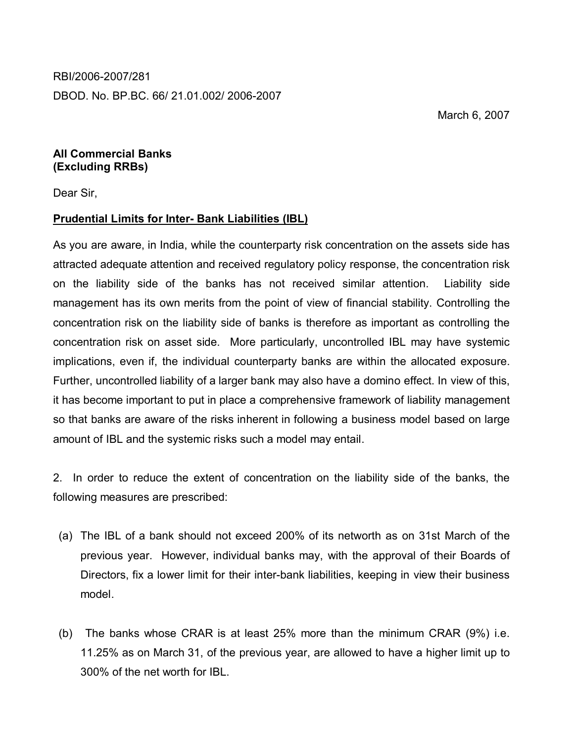RBI/2006-2007/281

DBOD. No. BP.BC. 66/ 21.01.002/ 2006-2007

March 6, 2007

**All Commercial Banks**
**(Excluding RRBs)**

Dear Sir,

**Prudential Limits for Inter- Bank Liabilities (IBL)**

As you are aware, in India, while the counterparty risk concentration on the assets side has attracted adequate attention and received regulatory policy response, the concentration risk on the liability side of the banks has not received similar attention. Liability side management has its own merits from the point of view of financial stability. Controlling the concentration risk on the liability side of banks is therefore as important as controlling the concentration risk on asset side. More particularly, uncontrolled IBL may have systemic implications, even if, the individual counterparty banks are within the allocated exposure. Further, uncontrolled liability of a larger bank may also have a domino effect. In view of this, it has become important to put in place a comprehensive framework of liability management so that banks are aware of the risks inherent in following a business model based on large amount of IBL and the systemic risks such a model may entail.

2. In order to reduce the extent of concentration on the liability side of the banks, the following measures are prescribed:

(a) The IBL of a bank should not exceed 200% of its networth as on 31st March of the previous year. However, individual banks may, with the approval of their Boards of Directors, fix a lower limit for their inter-bank liabilities, keeping in view their business model.

(b) The banks whose CRAR is at least 25% more than the minimum CRAR (9%) i.e. 11.25% as on March 31, of the previous year, are allowed to have a higher limit up to 300% of the net worth for IBL.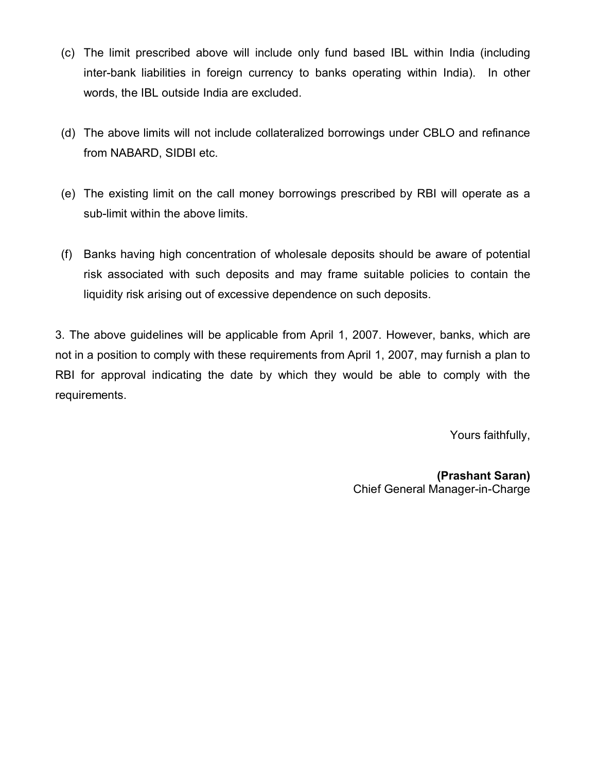(c) The limit prescribed above will include only fund based IBL within India (including inter-bank liabilities in foreign currency to banks operating within India). In other words, the IBL outside India are excluded.

(d) The above limits will not include collateralized borrowings under CBLO and refinance from NABARD, SIDBI etc.

(e) The existing limit on the call money borrowings prescribed by RBI will operate as a sub-limit within the above limits.

(f) Banks having high concentration of wholesale deposits should be aware of potential risk associated with such deposits and may frame suitable policies to contain the liquidity risk arising out of excessive dependence on such deposits.

3. The above guidelines will be applicable from April 1, 2007. However, banks, which are not in a position to comply with these requirements from April 1, 2007, may furnish a plan to RBI for approval indicating the date by which they would be able to comply with the requirements.

Yours faithfully,

**(Prashant Saran)**
Chief General Manager-in-Charge